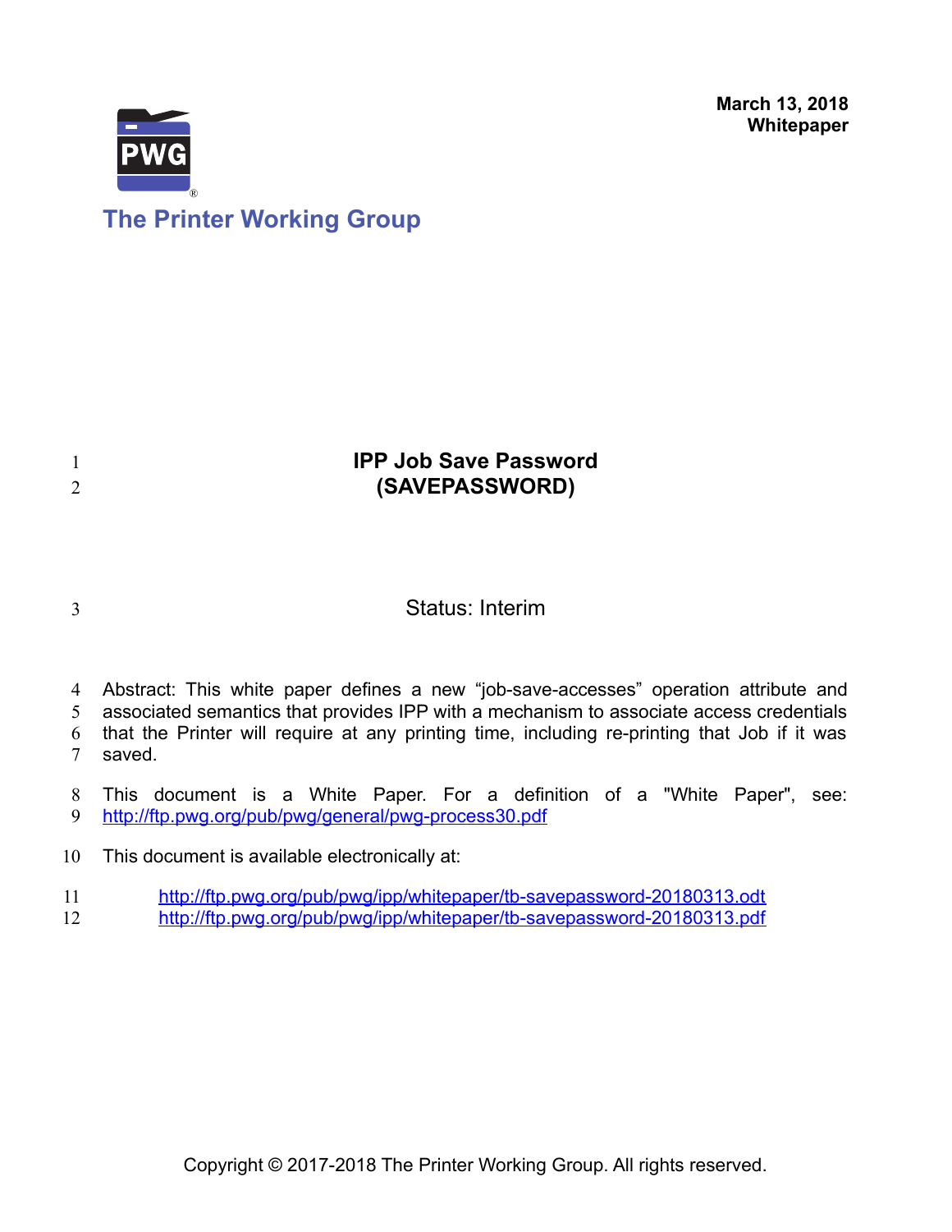**March 13, 2018**
**Whitepaper**

The Printer Working Group

# IPP Job Save Password (SAVEPASSWORD)

Status: Interim

Abstract: This white paper defines a new “job-save-accesses” operation attribute and associated semantics that provides IPP with a mechanism to associate access credentials that the Printer will require at any printing time, including re-printing that Job if it was saved.

This document is a White Paper. For a definition of a "White Paper", see: http://ftp.pwg.org/pub/pwg/general/pwg-process30.pdf

This document is available electronically at:

http://ftp.pwg.org/pub/pwg/ipp/whitepaper/tb-savepassword-20180313.odt
http://ftp.pwg.org/pub/pwg/ipp/whitepaper/tb-savepassword-20180313.pdf

Copyright © 2017-2018 The Printer Working Group. All rights reserved.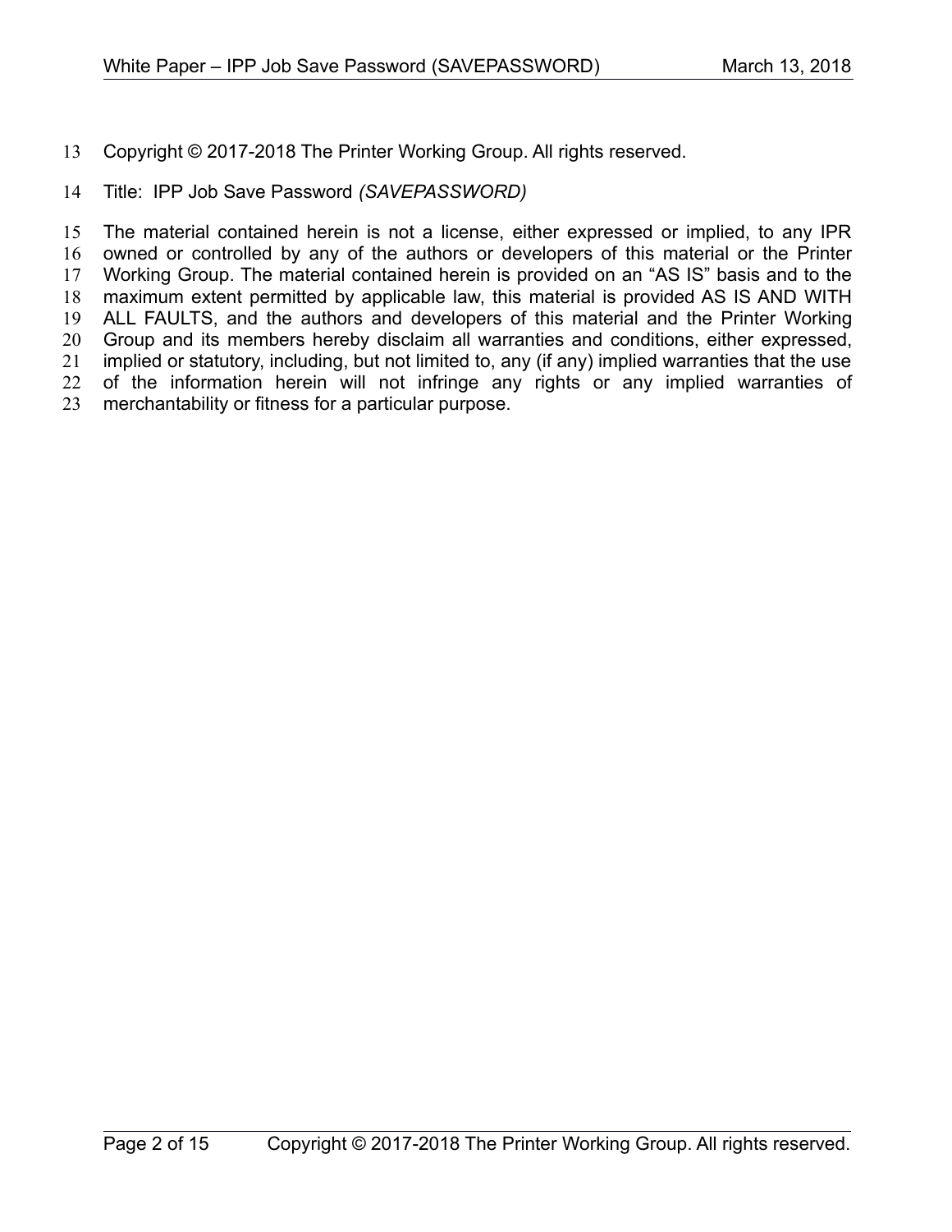Copyright © 2017-2018 The Printer Working Group. All rights reserved.

Title: IPP Job Save Password *(SAVEPASSWORD)*

The material contained herein is not a license, either expressed or implied, to any IPR owned or controlled by any of the authors or developers of this material or the Printer Working Group. The material contained herein is provided on an “AS IS” basis and to the maximum extent permitted by applicable law, this material is provided AS IS AND WITH ALL FAULTS, and the authors and developers of this material and the Printer Working Group and its members hereby disclaim all warranties and conditions, either expressed, implied or statutory, including, but not limited to, any (if any) implied warranties that the use of the information herein will not infringe any rights or any implied warranties of merchantability or fitness for a particular purpose.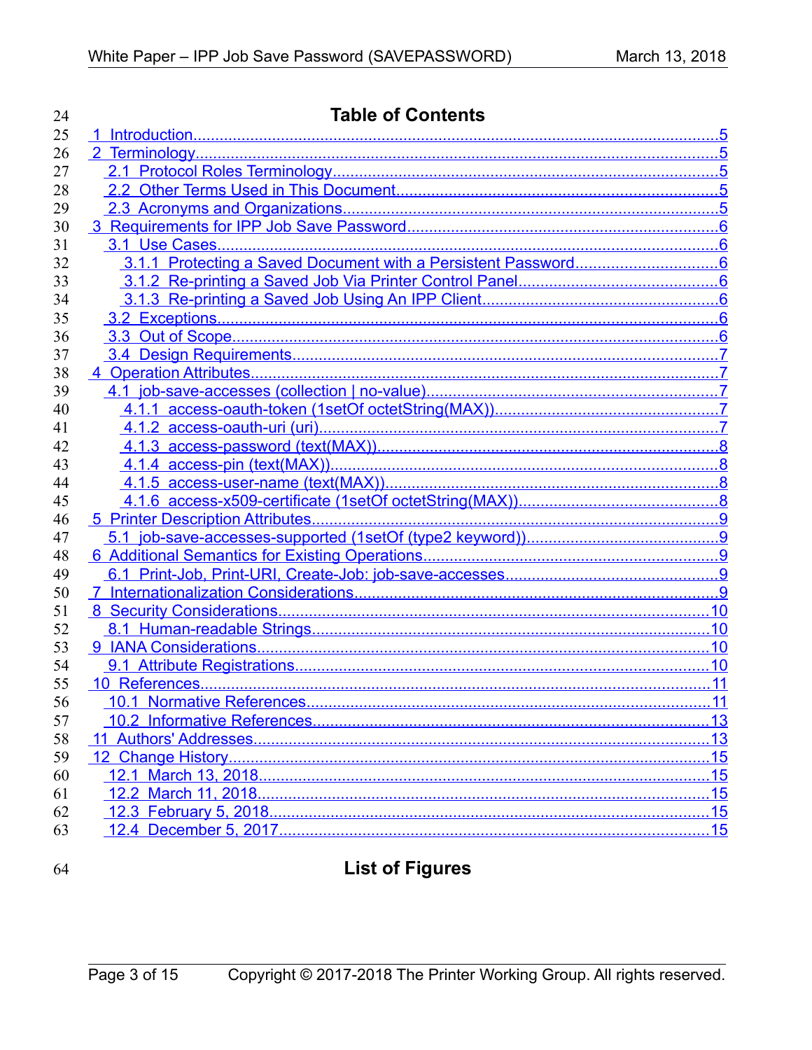## Table of Contents

1 Introduction......5
2 Terminology......5
  2.1 Protocol Roles Terminology......5
  2.2 Other Terms Used in This Document......5
  2.3 Acronyms and Organizations......5
3 Requirements for IPP Job Save Password......6
  3.1 Use Cases......6
    3.1.1 Protecting a Saved Document with a Persistent Password......6
    3.1.2 Re-printing a Saved Job Via Printer Control Panel......6
    3.1.3 Re-printing a Saved Job Using An IPP Client......6
  3.2 Exceptions......6
  3.3 Out of Scope......6
  3.4 Design Requirements......7
4 Operation Attributes......7
  4.1 job-save-accesses (collection | no-value)......7
    4.1.1 access-oauth-token (1setOf octetString(MAX))......7
    4.1.2 access-oauth-uri (uri)......7
    4.1.3 access-password (text(MAX))......8
    4.1.4 access-pin (text(MAX))......8
    4.1.5 access-user-name (text(MAX))......8
    4.1.6 access-x509-certificate (1setOf octetString(MAX))......8
5 Printer Description Attributes......9
  5.1 job-save-accesses-supported (1setOf (type2 keyword))......9
6 Additional Semantics for Existing Operations......9
  6.1 Print-Job, Print-URI, Create-Job: job-save-accesses......9
7 Internationalization Considerations......9
8 Security Considerations......10
  8.1 Human-readable Strings......10
9 IANA Considerations......10
  9.1 Attribute Registrations......10
10 References......11
  10.1 Normative References......11
  10.2 Informative References......13
11 Authors' Addresses......13
12 Change History......15
  12.1 March 13, 2018......15
  12.2 March 11, 2018......15
  12.3 February 5, 2018......15
  12.4 December 5, 2017......15

## List of Figures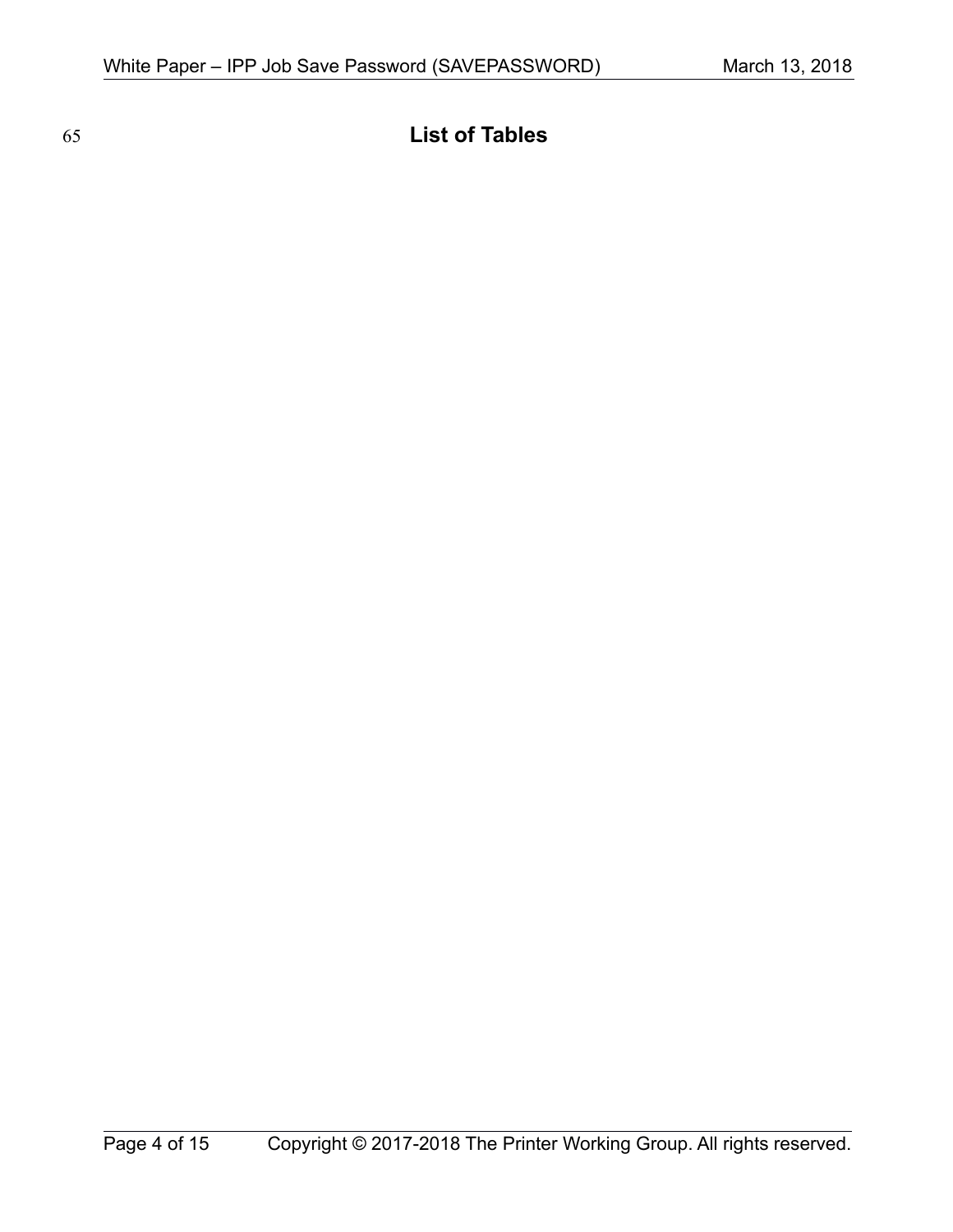# List of Tables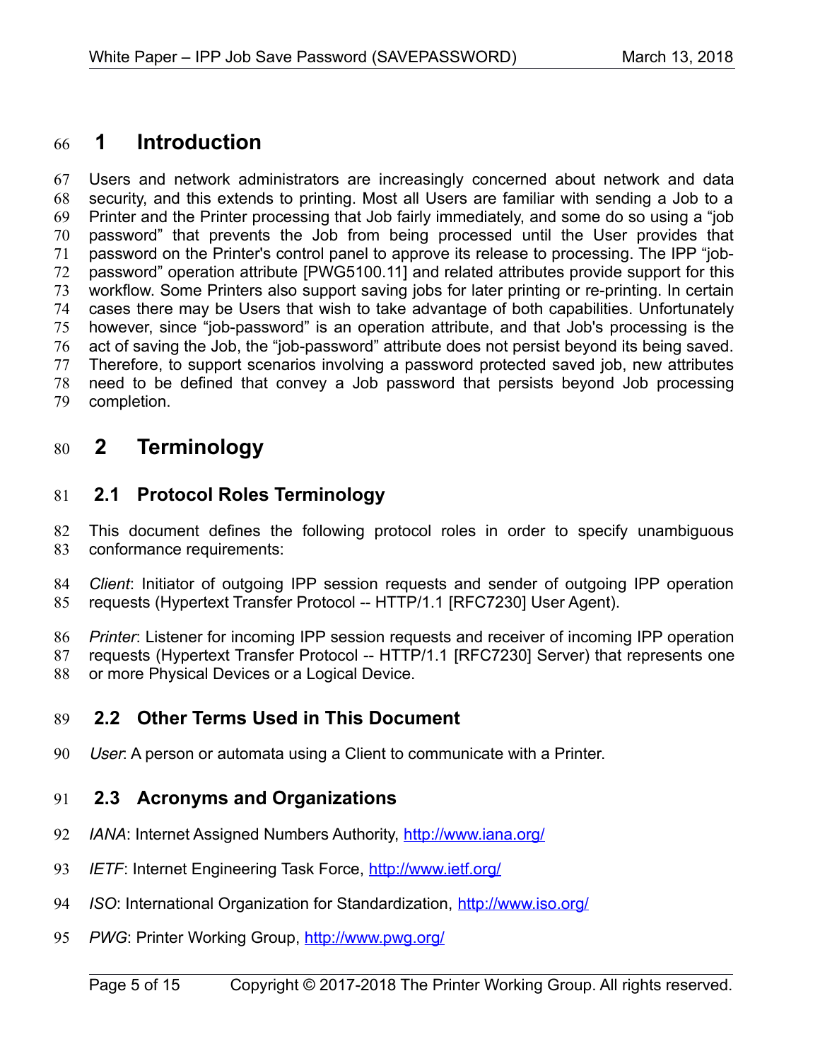# 1 Introduction

Users and network administrators are increasingly concerned about network and data security, and this extends to printing. Most all Users are familiar with sending a Job to a Printer and the Printer processing that Job fairly immediately, and some do so using a “job password” that prevents the Job from being processed until the User provides that password on the Printer's control panel to approve its release to processing. The IPP “job-password” operation attribute [PWG5100.11] and related attributes provide support for this workflow. Some Printers also support saving jobs for later printing or re-printing. In certain cases there may be Users that wish to take advantage of both capabilities. Unfortunately however, since “job-password” is an operation attribute, and that Job's processing is the act of saving the Job, the “job-password” attribute does not persist beyond its being saved. Therefore, to support scenarios involving a password protected saved job, new attributes need to be defined that convey a Job password that persists beyond Job processing completion.

# 2 Terminology

## 2.1 Protocol Roles Terminology

This document defines the following protocol roles in order to specify unambiguous conformance requirements:

*Client*: Initiator of outgoing IPP session requests and sender of outgoing IPP operation requests (Hypertext Transfer Protocol -- HTTP/1.1 [RFC7230] User Agent).

*Printer*: Listener for incoming IPP session requests and receiver of incoming IPP operation requests (Hypertext Transfer Protocol -- HTTP/1.1 [RFC7230] Server) that represents one or more Physical Devices or a Logical Device.

## 2.2 Other Terms Used in This Document

*User*: A person or automata using a Client to communicate with a Printer.

## 2.3 Acronyms and Organizations

*IANA*: Internet Assigned Numbers Authority, http://www.iana.org/

*IETF*: Internet Engineering Task Force, http://www.ietf.org/

*ISO*: International Organization for Standardization, http://www.iso.org/

*PWG*: Printer Working Group, http://www.pwg.org/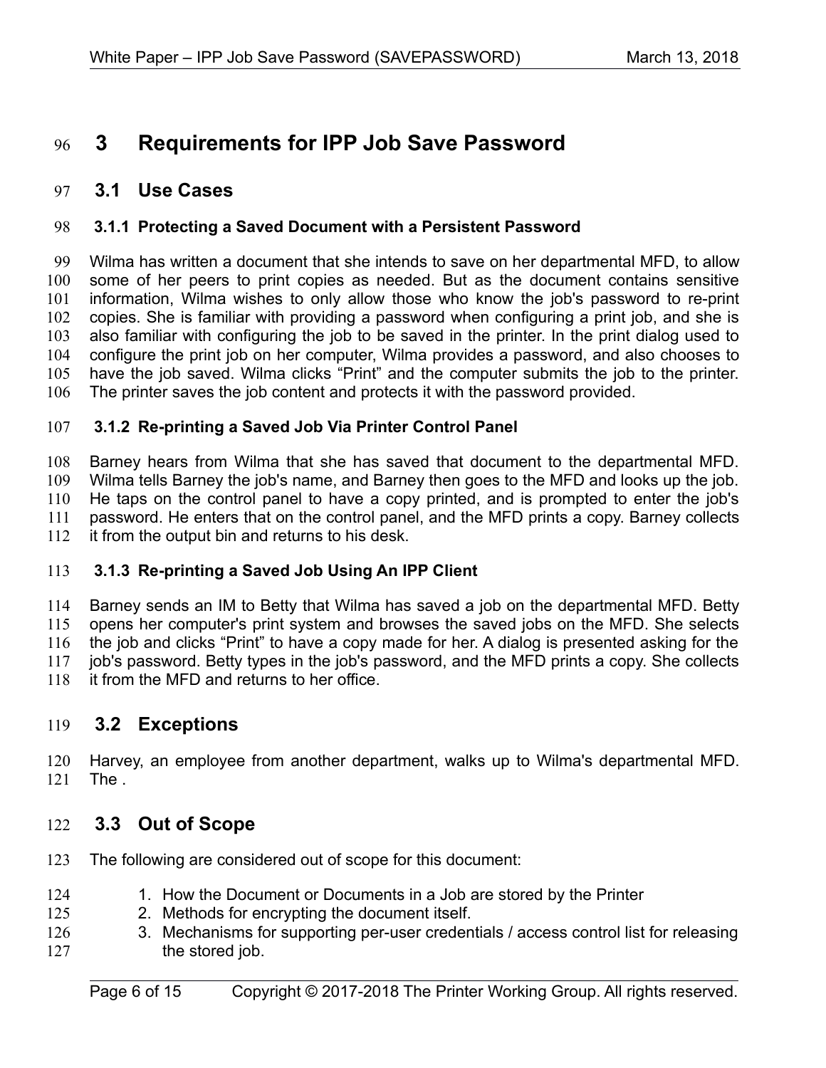# 3 Requirements for IPP Job Save Password

## 3.1 Use Cases

### 3.1.1 Protecting a Saved Document with a Persistent Password

Wilma has written a document that she intends to save on her departmental MFD, to allow some of her peers to print copies as needed. But as the document contains sensitive information, Wilma wishes to only allow those who know the job's password to re-print copies. She is familiar with providing a password when configuring a print job, and she is also familiar with configuring the job to be saved in the printer. In the print dialog used to configure the print job on her computer, Wilma provides a password, and also chooses to have the job saved. Wilma clicks "Print" and the computer submits the job to the printer. The printer saves the job content and protects it with the password provided.

### 3.1.2 Re-printing a Saved Job Via Printer Control Panel

Barney hears from Wilma that she has saved that document to the departmental MFD. Wilma tells Barney the job's name, and Barney then goes to the MFD and looks up the job. He taps on the control panel to have a copy printed, and is prompted to enter the job's password. He enters that on the control panel, and the MFD prints a copy. Barney collects it from the output bin and returns to his desk.

### 3.1.3 Re-printing a Saved Job Using An IPP Client

Barney sends an IM to Betty that Wilma has saved a job on the departmental MFD. Betty opens her computer's print system and browses the saved jobs on the MFD. She selects the job and clicks "Print" to have a copy made for her. A dialog is presented asking for the job's password. Betty types in the job's password, and the MFD prints a copy. She collects it from the MFD and returns to her office.

## 3.2 Exceptions

Harvey, an employee from another department, walks up to Wilma's departmental MFD. The .

## 3.3 Out of Scope

The following are considered out of scope for this document:

1. How the Document or Documents in a Job are stored by the Printer
2. Methods for encrypting the document itself.
3. Mechanisms for supporting per-user credentials / access control list for releasing the stored job.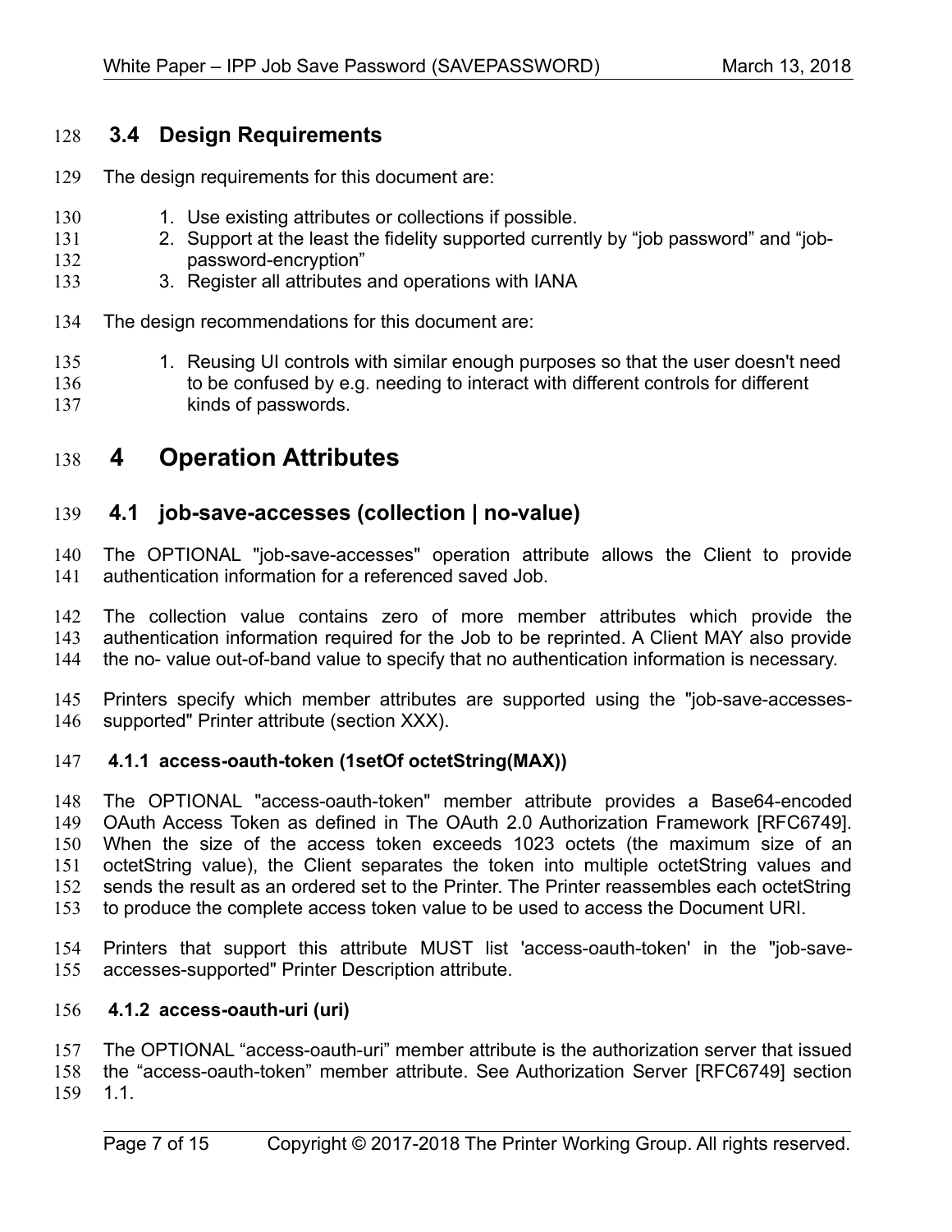## 3.4 Design Requirements

The design requirements for this document are:

1. Use existing attributes or collections if possible.
2. Support at the least the fidelity supported currently by “job password” and “job-password-encryption”
3. Register all attributes and operations with IANA

The design recommendations for this document are:

1. Reusing UI controls with similar enough purposes so that the user doesn't need to be confused by e.g. needing to interact with different controls for different kinds of passwords.

# 4 Operation Attributes

## 4.1 job-save-accesses (collection | no-value)

The OPTIONAL "job-save-accesses" operation attribute allows the Client to provide authentication information for a referenced saved Job.

The collection value contains zero of more member attributes which provide the authentication information required for the Job to be reprinted. A Client MAY also provide the no- value out-of-band value to specify that no authentication information is necessary.

Printers specify which member attributes are supported using the "job-save-accesses-supported" Printer attribute (section XXX).

### 4.1.1 access-oauth-token (1setOf octetString(MAX))

The OPTIONAL "access-oauth-token" member attribute provides a Base64-encoded OAuth Access Token as defined in The OAuth 2.0 Authorization Framework [RFC6749]. When the size of the access token exceeds 1023 octets (the maximum size of an octetString value), the Client separates the token into multiple octetString values and sends the result as an ordered set to the Printer. The Printer reassembles each octetString to produce the complete access token value to be used to access the Document URI.

Printers that support this attribute MUST list 'access-oauth-token' in the "job-save-accesses-supported" Printer Description attribute.

### 4.1.2 access-oauth-uri (uri)

The OPTIONAL “access-oauth-uri” member attribute is the authorization server that issued the “access-oauth-token” member attribute. See Authorization Server [RFC6749] section 1.1.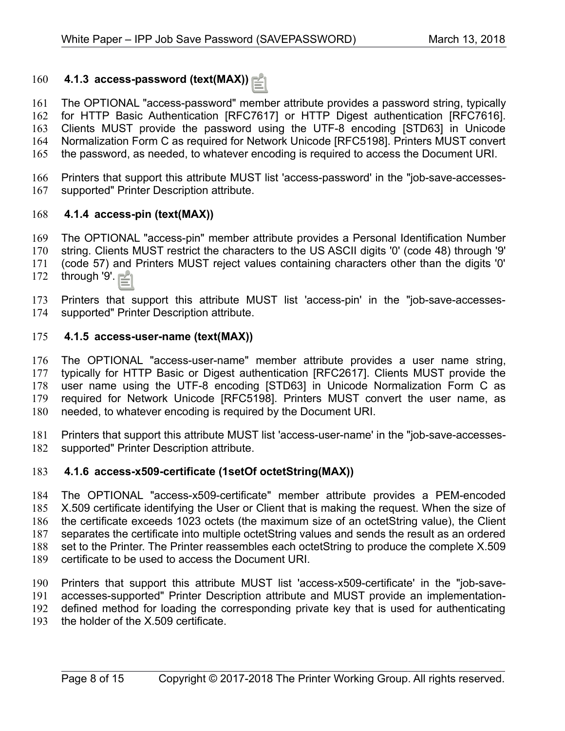#### 4.1.3 access-password (text(MAX))

The OPTIONAL "access-password" member attribute provides a password string, typically for HTTP Basic Authentication [RFC7617] or HTTP Digest authentication [RFC7616]. Clients MUST provide the password using the UTF-8 encoding [STD63] in Unicode Normalization Form C as required for Network Unicode [RFC5198]. Printers MUST convert the password, as needed, to whatever encoding is required to access the Document URI.

Printers that support this attribute MUST list 'access-password' in the "job-save-accesses-supported" Printer Description attribute.

#### 4.1.4 access-pin (text(MAX))

The OPTIONAL "access-pin" member attribute provides a Personal Identification Number string. Clients MUST restrict the characters to the US ASCII digits '0' (code 48) through '9' (code 57) and Printers MUST reject values containing characters other than the digits '0' through '9'.

Printers that support this attribute MUST list 'access-pin' in the "job-save-accesses-supported" Printer Description attribute.

#### 4.1.5 access-user-name (text(MAX))

The OPTIONAL "access-user-name" member attribute provides a user name string, typically for HTTP Basic or Digest authentication [RFC2617]. Clients MUST provide the user name using the UTF-8 encoding [STD63] in Unicode Normalization Form C as required for Network Unicode [RFC5198]. Printers MUST convert the user name, as needed, to whatever encoding is required by the Document URI.

Printers that support this attribute MUST list 'access-user-name' in the "job-save-accesses-supported" Printer Description attribute.

#### 4.1.6 access-x509-certificate (1setOf octetString(MAX))

The OPTIONAL "access-x509-certificate" member attribute provides a PEM-encoded X.509 certificate identifying the User or Client that is making the request. When the size of the certificate exceeds 1023 octets (the maximum size of an octetString value), the Client separates the certificate into multiple octetString values and sends the result as an ordered set to the Printer. The Printer reassembles each octetString to produce the complete X.509 certificate to be used to access the Document URI.

Printers that support this attribute MUST list 'access-x509-certificate' in the "job-save-accesses-supported" Printer Description attribute and MUST provide an implementation-defined method for loading the corresponding private key that is used for authenticating the holder of the X.509 certificate.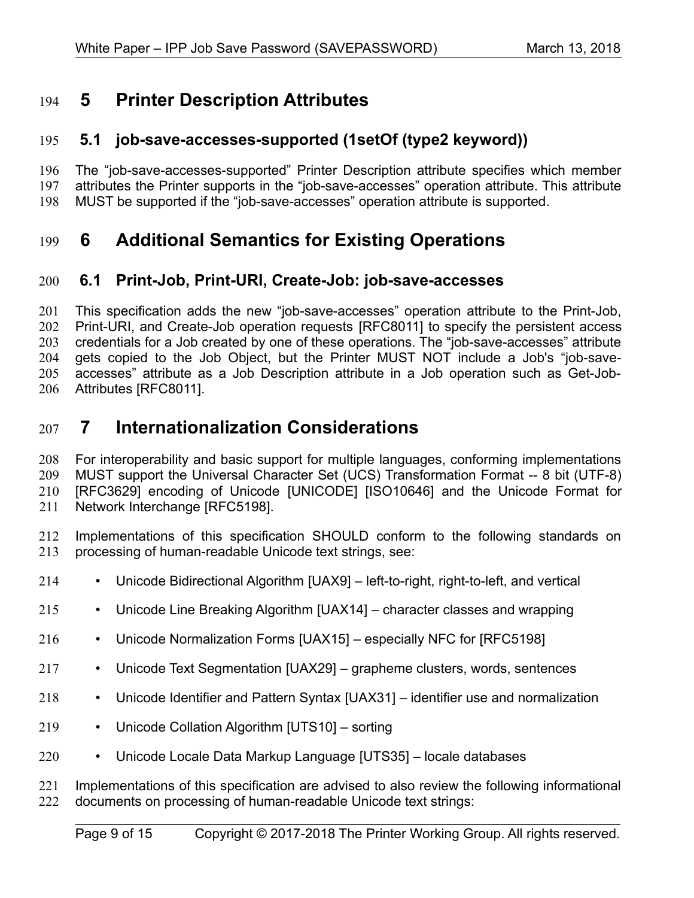# 5 Printer Description Attributes

## 5.1 job-save-accesses-supported (1setOf (type2 keyword))

The “job-save-accesses-supported” Printer Description attribute specifies which member attributes the Printer supports in the “job-save-accesses” operation attribute. This attribute MUST be supported if the “job-save-accesses” operation attribute is supported.

# 6 Additional Semantics for Existing Operations

## 6.1 Print-Job, Print-URI, Create-Job: job-save-accesses

This specification adds the new “job-save-accesses” operation attribute to the Print-Job, Print-URI, and Create-Job operation requests [RFC8011] to specify the persistent access credentials for a Job created by one of these operations. The “job-save-accesses” attribute gets copied to the Job Object, but the Printer MUST NOT include a Job's “job-save-accesses” attribute as a Job Description attribute in a Job operation such as Get-Job-Attributes [RFC8011].

# 7 Internationalization Considerations

For interoperability and basic support for multiple languages, conforming implementations MUST support the Universal Character Set (UCS) Transformation Format -- 8 bit (UTF-8) [RFC3629] encoding of Unicode [UNICODE] [ISO10646] and the Unicode Format for Network Interchange [RFC5198].

Implementations of this specification SHOULD conform to the following standards on processing of human-readable Unicode text strings, see:

- Unicode Bidirectional Algorithm [UAX9] – left-to-right, right-to-left, and vertical
- Unicode Line Breaking Algorithm [UAX14] – character classes and wrapping
- Unicode Normalization Forms [UAX15] – especially NFC for [RFC5198]
- Unicode Text Segmentation [UAX29] – grapheme clusters, words, sentences
- Unicode Identifier and Pattern Syntax [UAX31] – identifier use and normalization
- Unicode Collation Algorithm [UTS10] – sorting
- Unicode Locale Data Markup Language [UTS35] – locale databases

Implementations of this specification are advised to also review the following informational documents on processing of human-readable Unicode text strings: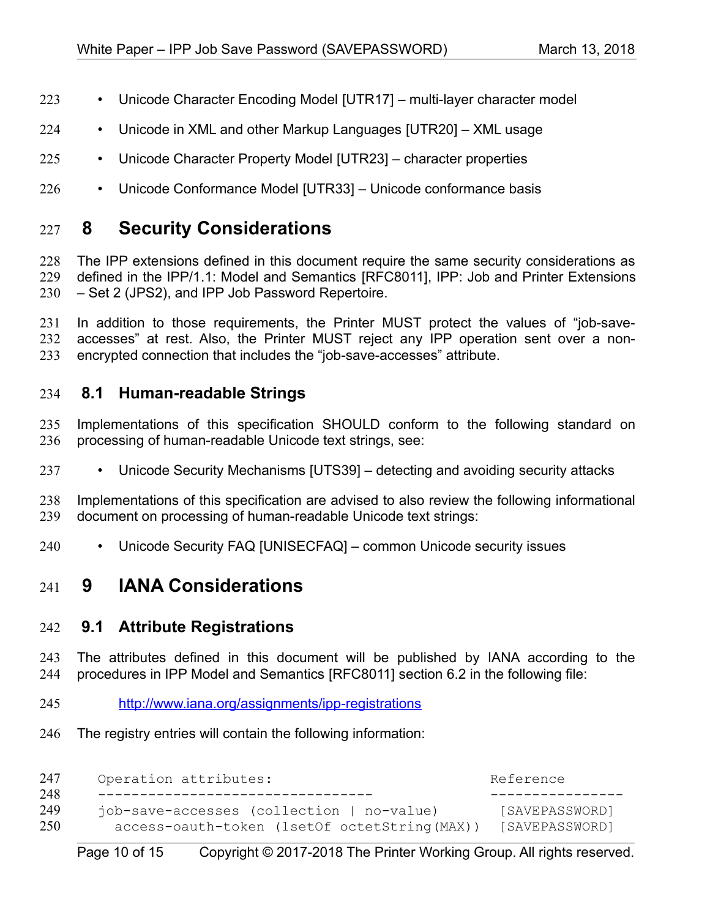- Unicode Character Encoding Model [UTR17] – multi-layer character model
- Unicode in XML and other Markup Languages [UTR20] – XML usage
- Unicode Character Property Model [UTR23] – character properties
- Unicode Conformance Model [UTR33] – Unicode conformance basis

# 8 Security Considerations

The IPP extensions defined in this document require the same security considerations as defined in the IPP/1.1: Model and Semantics [RFC8011], IPP: Job and Printer Extensions – Set 2 (JPS2), and IPP Job Password Repertoire.

In addition to those requirements, the Printer MUST protect the values of "job-save-accesses" at rest. Also, the Printer MUST reject any IPP operation sent over a non-encrypted connection that includes the "job-save-accesses" attribute.

## 8.1 Human-readable Strings

Implementations of this specification SHOULD conform to the following standard on processing of human-readable Unicode text strings, see:

- Unicode Security Mechanisms [UTS39] – detecting and avoiding security attacks

Implementations of this specification are advised to also review the following informational document on processing of human-readable Unicode text strings:

- Unicode Security FAQ [UNISECFAQ] – common Unicode security issues

# 9 IANA Considerations

## 9.1 Attribute Registrations

The attributes defined in this document will be published by IANA according to the procedures in IPP Model and Semantics [RFC8011] section 6.2 in the following file:

http://www.iana.org/assignments/ipp-registrations

The registry entries will contain the following information:

```
Operation attributes:                               Reference
---------------------------------                   ----------------
job-save-accesses (collection | no-value)            [SAVEPASSWORD]
  access-oauth-token (1setOf octetString(MAX))       [SAVEPASSWORD]
```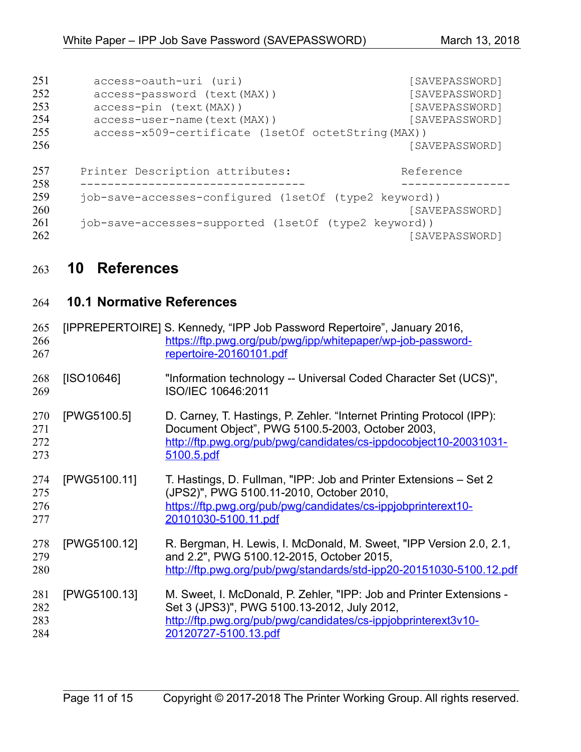```
    access-oauth-uri (uri)                             [SAVEPASSWORD]
    access-password (text(MAX))                        [SAVEPASSWORD]
    access-pin (text(MAX))                             [SAVEPASSWORD]
    access-user-name(text(MAX))                        [SAVEPASSWORD]
    access-x509-certificate (1setOf octetString(MAX))
                                                       [SAVEPASSWORD]
```

```
  Printer Description attributes:                 Reference
  --------------------------------             ----------------
  job-save-accesses-configured (1setOf (type2 keyword))
                                                       [SAVEPASSWORD]
  job-save-accesses-supported (1setOf (type2 keyword))
                                                       [SAVEPASSWORD]
```

# 10 References

## 10.1 Normative References

[IPPREPERTOIRE] S. Kennedy, "IPP Job Password Repertoire", January 2016, https://ftp.pwg.org/pub/pwg/ipp/whitepaper/wp-job-password-repertoire-20160101.pdf

[ISO10646] "Information technology -- Universal Coded Character Set (UCS)", ISO/IEC 10646:2011

[PWG5100.5] D. Carney, T. Hastings, P. Zehler. "Internet Printing Protocol (IPP): Document Object", PWG 5100.5-2003, October 2003, http://ftp.pwg.org/pub/pwg/candidates/cs-ippdocobject10-20031031-5100.5.pdf

[PWG5100.11] T. Hastings, D. Fullman, "IPP: Job and Printer Extensions – Set 2 (JPS2)", PWG 5100.11-2010, October 2010, https://ftp.pwg.org/pub/pwg/candidates/cs-ippjobprinterext10-20101030-5100.11.pdf

[PWG5100.12] R. Bergman, H. Lewis, I. McDonald, M. Sweet, "IPP Version 2.0, 2.1, and 2.2", PWG 5100.12-2015, October 2015, http://ftp.pwg.org/pub/pwg/standards/std-ipp20-20151030-5100.12.pdf

[PWG5100.13] M. Sweet, I. McDonald, P. Zehler, "IPP: Job and Printer Extensions - Set 3 (JPS3)", PWG 5100.13-2012, July 2012, http://ftp.pwg.org/pub/pwg/candidates/cs-ippjobprinterext3v10-20120727-5100.13.pdf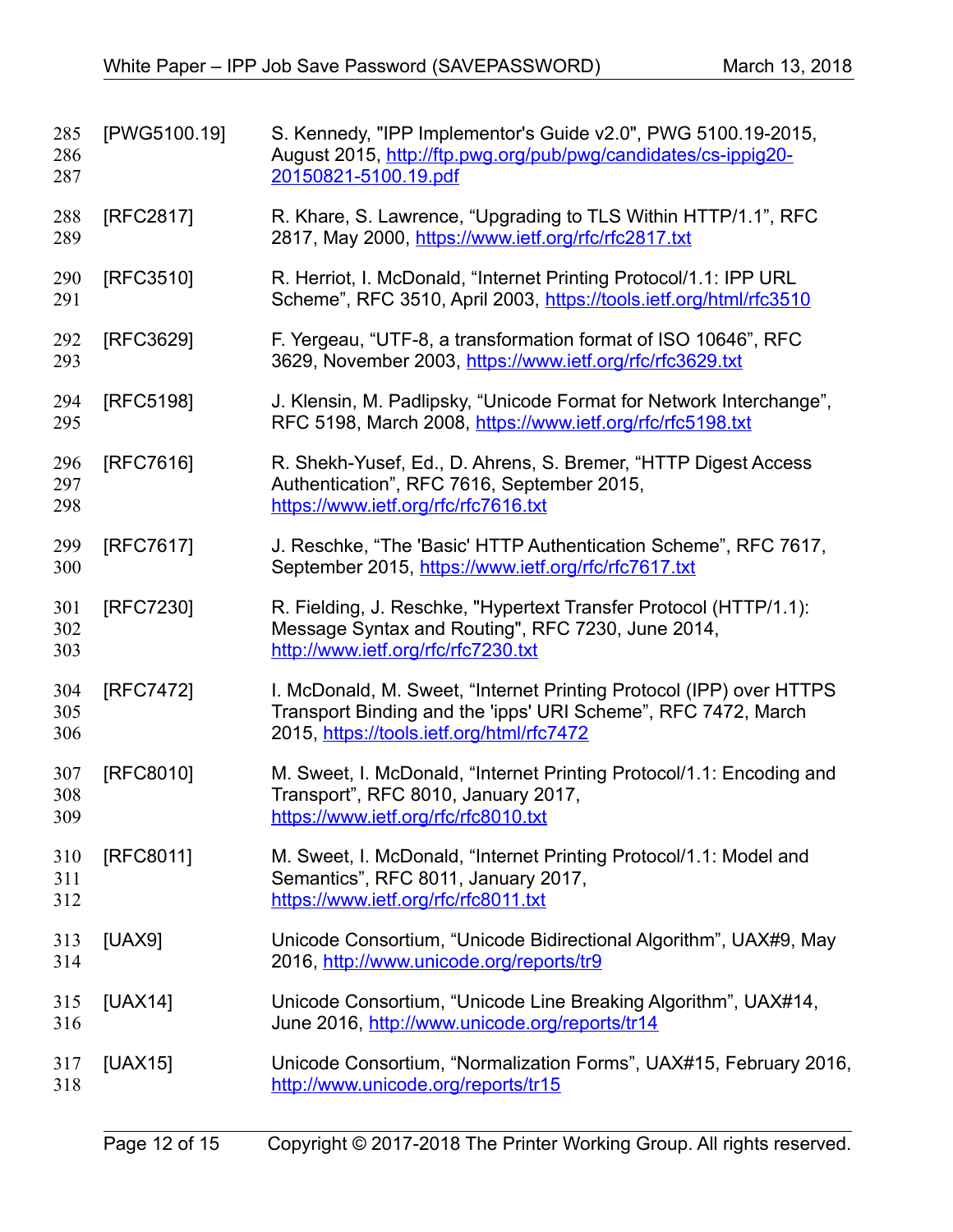[PWG5100.19] S. Kennedy, "IPP Implementor's Guide v2.0", PWG 5100.19-2015, August 2015, http://ftp.pwg.org/pub/pwg/candidates/cs-ippig20-20150821-5100.19.pdf

[RFC2817] R. Khare, S. Lawrence, “Upgrading to TLS Within HTTP/1.1”, RFC 2817, May 2000, https://www.ietf.org/rfc/rfc2817.txt

[RFC3510] R. Herriot, I. McDonald, “Internet Printing Protocol/1.1: IPP URL Scheme”, RFC 3510, April 2003, https://tools.ietf.org/html/rfc3510

[RFC3629] F. Yergeau, “UTF-8, a transformation format of ISO 10646”, RFC 3629, November 2003, https://www.ietf.org/rfc/rfc3629.txt

[RFC5198] J. Klensin, M. Padlipsky, “Unicode Format for Network Interchange”, RFC 5198, March 2008, https://www.ietf.org/rfc/rfc5198.txt

[RFC7616] R. Shekh-Yusef, Ed., D. Ahrens, S. Bremer, “HTTP Digest Access Authentication”, RFC 7616, September 2015, https://www.ietf.org/rfc/rfc7616.txt

[RFC7617] J. Reschke, “The 'Basic' HTTP Authentication Scheme”, RFC 7617, September 2015, https://www.ietf.org/rfc/rfc7617.txt

[RFC7230] R. Fielding, J. Reschke, "Hypertext Transfer Protocol (HTTP/1.1): Message Syntax and Routing", RFC 7230, June 2014, http://www.ietf.org/rfc/rfc7230.txt

[RFC7472] I. McDonald, M. Sweet, “Internet Printing Protocol (IPP) over HTTPS Transport Binding and the 'ipps' URI Scheme”, RFC 7472, March 2015, https://tools.ietf.org/html/rfc7472

[RFC8010] M. Sweet, I. McDonald, “Internet Printing Protocol/1.1: Encoding and Transport”, RFC 8010, January 2017, https://www.ietf.org/rfc/rfc8010.txt

[RFC8011] M. Sweet, I. McDonald, “Internet Printing Protocol/1.1: Model and Semantics”, RFC 8011, January 2017, https://www.ietf.org/rfc/rfc8011.txt

[UAX9] Unicode Consortium, “Unicode Bidirectional Algorithm”, UAX#9, May 2016, http://www.unicode.org/reports/tr9

[UAX14] Unicode Consortium, “Unicode Line Breaking Algorithm”, UAX#14, June 2016, http://www.unicode.org/reports/tr14

[UAX15] Unicode Consortium, “Normalization Forms”, UAX#15, February 2016, http://www.unicode.org/reports/tr15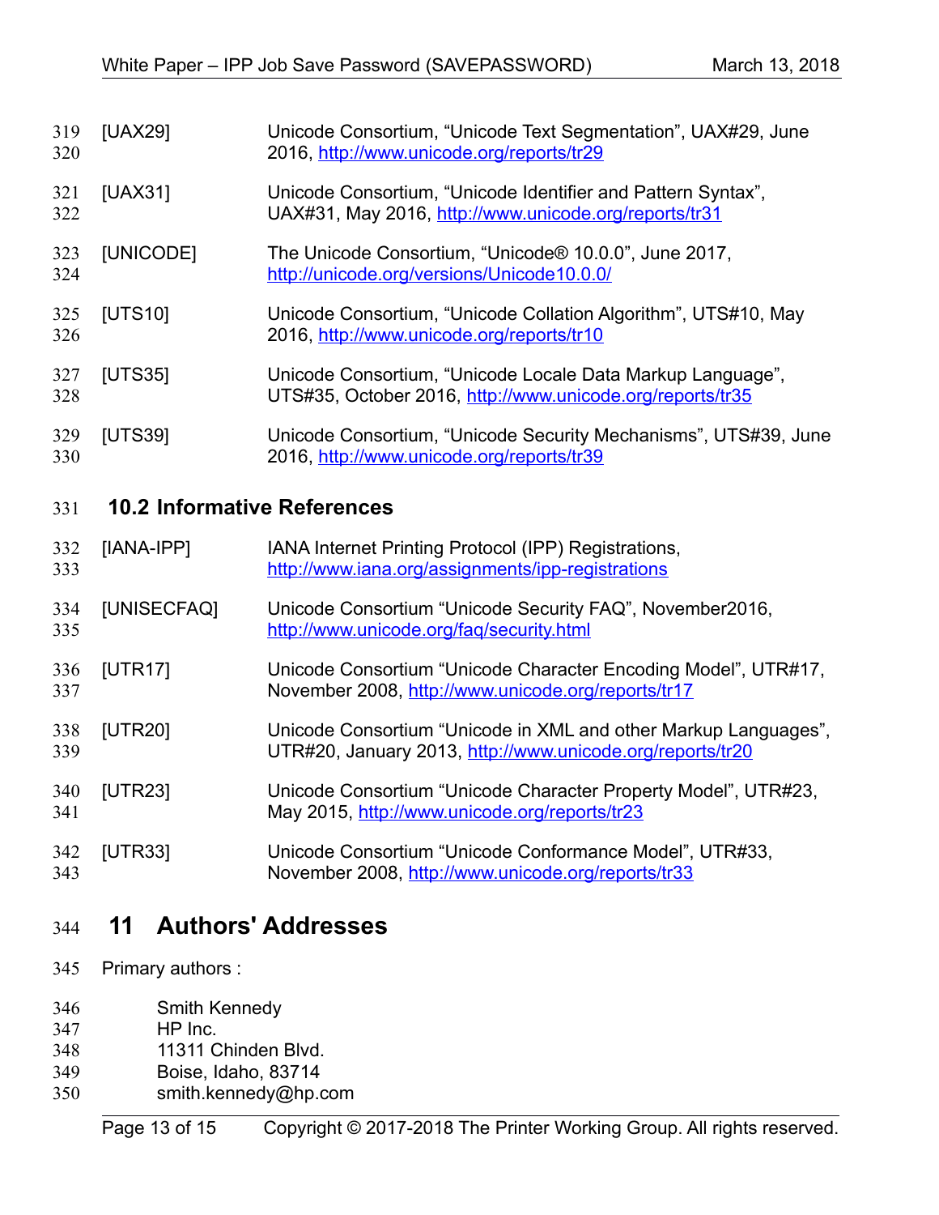[UAX29] Unicode Consortium, “Unicode Text Segmentation”, UAX#29, June 2016, http://www.unicode.org/reports/tr29

[UAX31] Unicode Consortium, “Unicode Identifier and Pattern Syntax”, UAX#31, May 2016, http://www.unicode.org/reports/tr31

[UNICODE] The Unicode Consortium, “Unicode® 10.0.0”, June 2017, http://unicode.org/versions/Unicode10.0.0/

[UTS10] Unicode Consortium, “Unicode Collation Algorithm”, UTS#10, May 2016, http://www.unicode.org/reports/tr10

[UTS35] Unicode Consortium, “Unicode Locale Data Markup Language”, UTS#35, October 2016, http://www.unicode.org/reports/tr35

[UTS39] Unicode Consortium, “Unicode Security Mechanisms”, UTS#39, June 2016, http://www.unicode.org/reports/tr39

## 10.2 Informative References

[IANA-IPP] IANA Internet Printing Protocol (IPP) Registrations, http://www.iana.org/assignments/ipp-registrations

[UNISECFAQ] Unicode Consortium “Unicode Security FAQ”, November2016, http://www.unicode.org/faq/security.html

[UTR17] Unicode Consortium “Unicode Character Encoding Model”, UTR#17, November 2008, http://www.unicode.org/reports/tr17

[UTR20] Unicode Consortium “Unicode in XML and other Markup Languages”, UTR#20, January 2013, http://www.unicode.org/reports/tr20

[UTR23] Unicode Consortium “Unicode Character Property Model”, UTR#23, May 2015, http://www.unicode.org/reports/tr23

[UTR33] Unicode Consortium “Unicode Conformance Model”, UTR#33, November 2008, http://www.unicode.org/reports/tr33

# 11 Authors' Addresses

Primary authors :

Smith Kennedy
HP Inc.
11311 Chinden Blvd.
Boise, Idaho, 83714
smith.kennedy@hp.com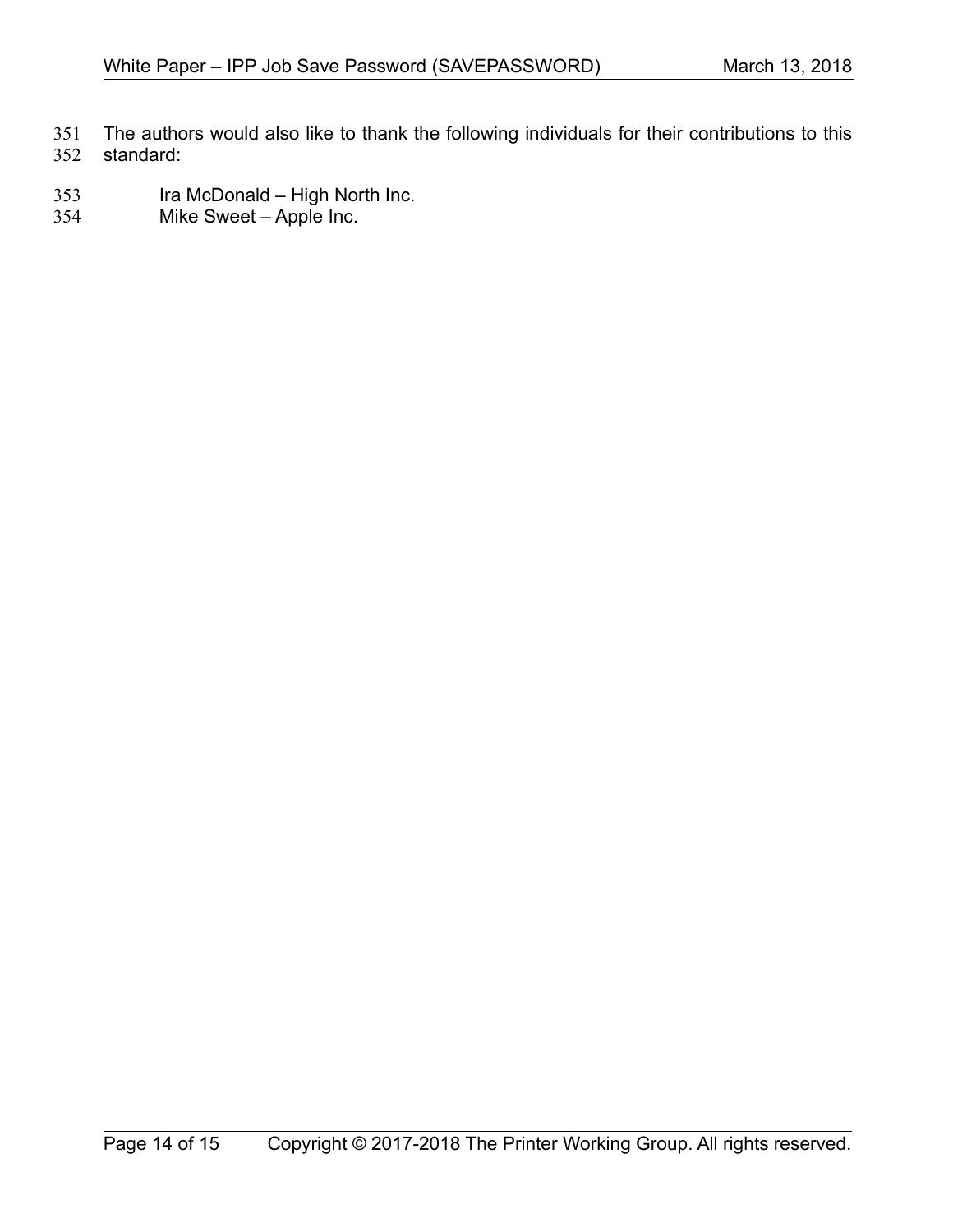The authors would also like to thank the following individuals for their contributions to this standard:

Ira McDonald – High North Inc.
Mike Sweet – Apple Inc.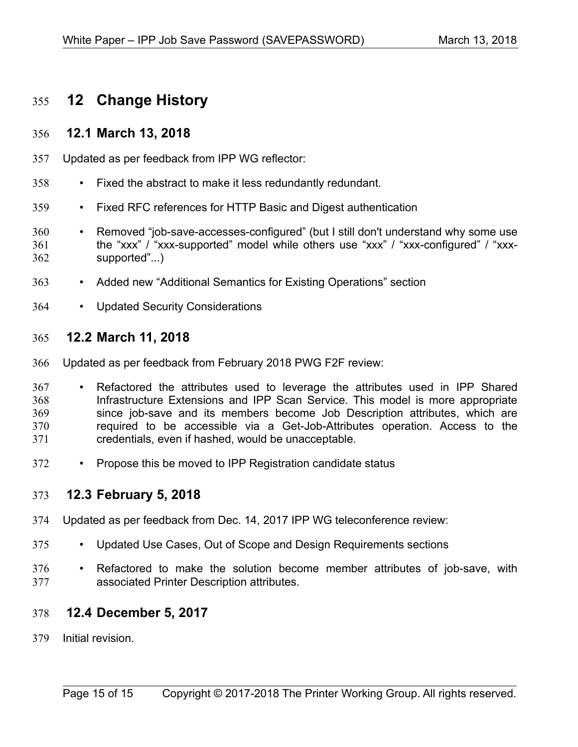# 12 Change History

## 12.1 March 13, 2018

Updated as per feedback from IPP WG reflector:

- Fixed the abstract to make it less redundantly redundant.
- Fixed RFC references for HTTP Basic and Digest authentication
- Removed "job-save-accesses-configured" (but I still don't understand why some use the "xxx" / "xxx-supported" model while others use "xxx" / "xxx-configured" / "xxx-supported"...)
- Added new "Additional Semantics for Existing Operations" section
- Updated Security Considerations

## 12.2 March 11, 2018

Updated as per feedback from February 2018 PWG F2F review:

- Refactored the attributes used to leverage the attributes used in IPP Shared Infrastructure Extensions and IPP Scan Service. This model is more appropriate since job-save and its members become Job Description attributes, which are required to be accessible via a Get-Job-Attributes operation. Access to the credentials, even if hashed, would be unacceptable.
- Propose this be moved to IPP Registration candidate status

## 12.3 February 5, 2018

Updated as per feedback from Dec. 14, 2017 IPP WG teleconference review:

- Updated Use Cases, Out of Scope and Design Requirements sections
- Refactored to make the solution become member attributes of job-save, with associated Printer Description attributes.

## 12.4 December 5, 2017

Initial revision.